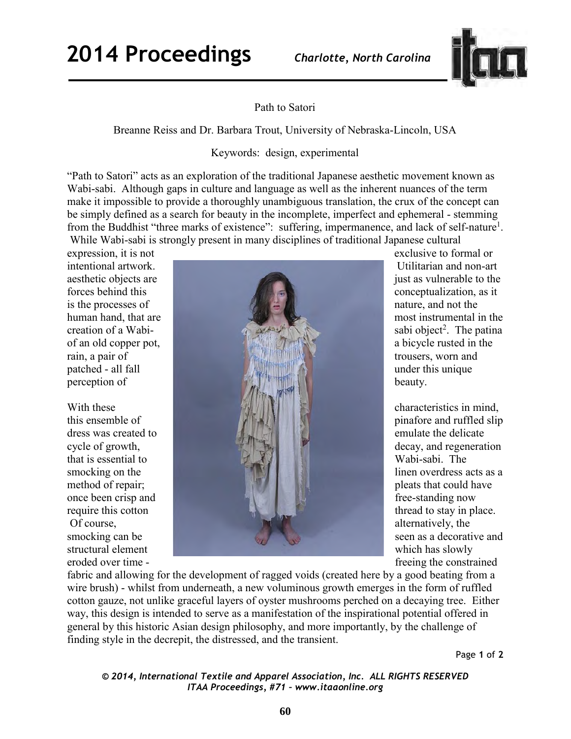# Path to Satori

Breanne Reiss and Dr. Barbara Trout, University of Nebraska-Lincoln, USA

Keywords: design, experimental

"Path to Satori" acts as an exploration of the traditional Japanese aesthetic movement known as Wabi-sabi. Although gaps in culture and language as well as the inherent nuances of the term make it impossible to provide a thoroughly unambiguous translation, the crux of the concept can be simply defined as a search for beauty in the incomplete, imperfect and ephemeral - stemming from the Buddhist "three marks of existence": suffering, impermanence, and lack of self-nature[1]. While Wabi-sabi is strongly present in many disciplines of traditional Japanese cultural expression, it is not exclusive to formal or intentional artwork. Utilitarian and non-art aesthetic objects are just as vulnerable to the forces behind this conceptualization, as it is the processes of nature, and not the human hand, that are most instrumental in the creation of a Wabi-sabi object[2]. The patina of an old copper pot, a bicycle rusted in the rain, a pair of trousers, worn and patched - all fall under this unique perception of beauty.

With these characteristics in mind, this ensemble of pinafore and ruffled slip dress was created to emulate the delicate cycle of growth, decay, and regeneration that is essential to Wabi-sabi. The smocking on the linen overdress acts as a method of repair; pleats that could have once been crisp and free-standing now require this cotton thread to stay in place. Of course, alternatively, the smocking can be seen as a decorative and structural element which has slowly eroded over time - freeing the constrained fabric and allowing for the development of ragged voids (created here by a good beating from a wire brush) - whilst from underneath, a new voluminous growth emerges in the form of ruffled cotton gauze, not unlike graceful layers of oyster mushrooms perched on a decaying tree. Either way, this design is intended to serve as a manifestation of the inspirational potential offered in general by this historic Asian design philosophy, and more importantly, by the challenge of finding style in the decrepit, the distressed, and the transient.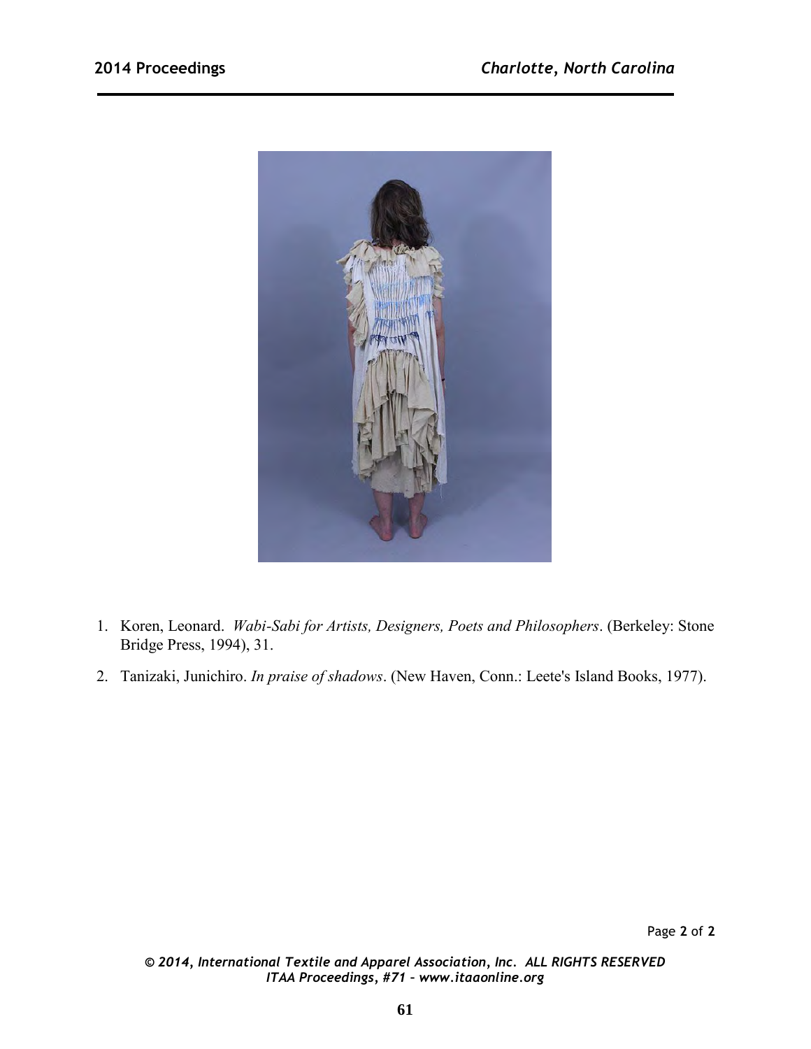1. Koren, Leonard. *Wabi-Sabi for Artists, Designers, Poets and Philosophers*. (Berkeley: Stone Bridge Press, 1994), 31.
2. Tanizaki, Junichiro. *In praise of shadows*. (New Haven, Conn.: Leete's Island Books, 1977).